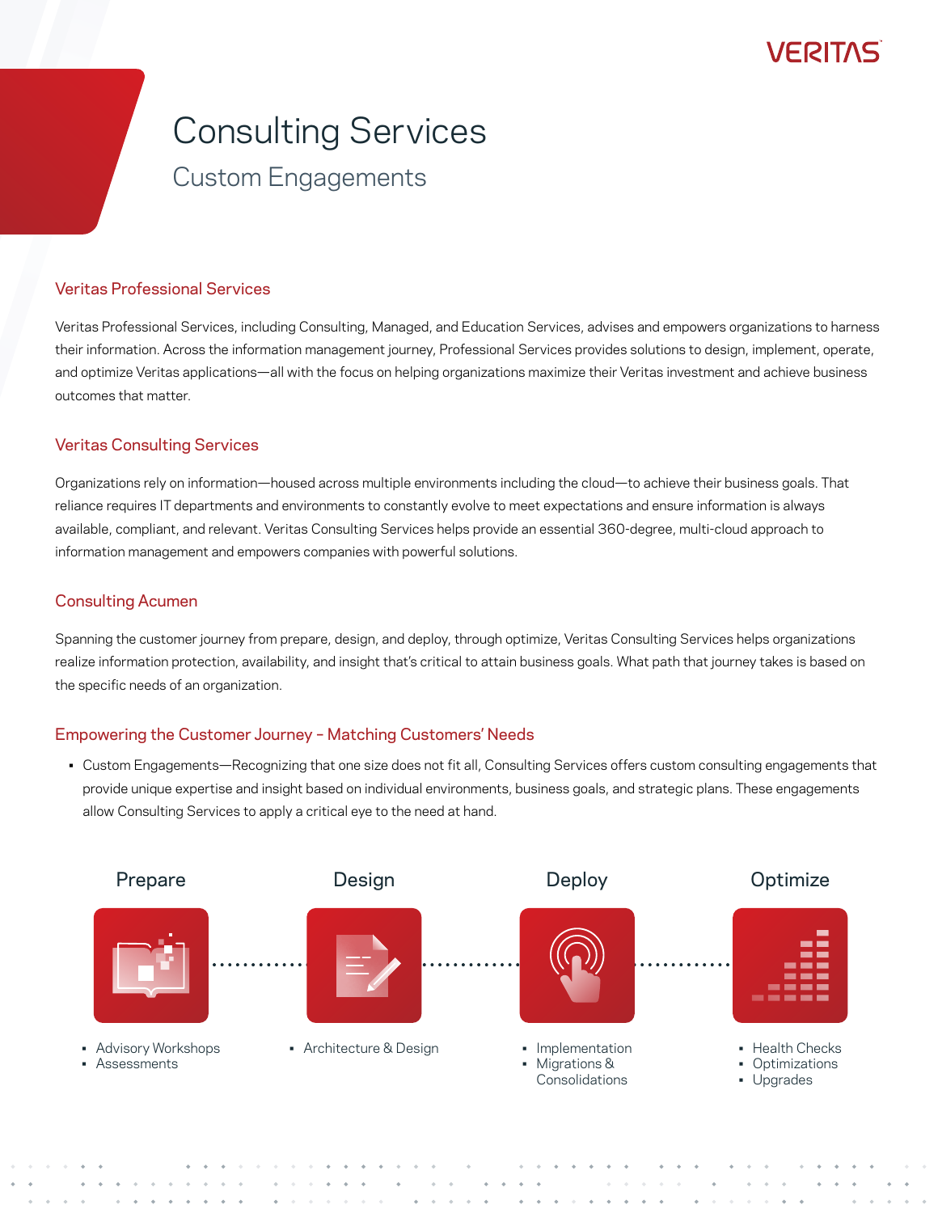# Consulting Services

## Custom Engagements

### Veritas Professional Services

Veritas Professional Services, including Consulting, Managed, and Education Services, advises and empowers organizations to harness their information. Across the information management journey, Professional Services provides solutions to design, implement, operate, and optimize Veritas applications—all with the focus on helping organizations maximize their Veritas investment and achieve business outcomes that matter.

### Veritas Consulting Services

Organizations rely on information—housed across multiple environments including the cloud—to achieve their business goals. That reliance requires IT departments and environments to constantly evolve to meet expectations and ensure information is always available, compliant, and relevant. Veritas Consulting Services helps provide an essential 360-degree, multi-cloud approach to information management and empowers companies with powerful solutions.

### Consulting Acumen

Spanning the customer journey from prepare, design, and deploy, through optimize, Veritas Consulting Services helps organizations realize information protection, availability, and insight that's critical to attain business goals. What path that journey takes is based on the specific needs of an organization.

### Empowering the Customer Journey – Matching Customers' Needs

- Custom Engagements—Recognizing that one size does not fit all, Consulting Services offers custom consulting engagements that provide unique expertise and insight based on individual environments, business goals, and strategic plans. These engagements allow Consulting Services to apply a critical eye to the need at hand.

**Prepare**

- Advisory Workshops
- Assessments

**Design**

- Architecture & Design

**Deploy**

- Implementation
- Migrations & Consolidations

**Optimize**

- Health Checks
- Optimizations
- Upgrades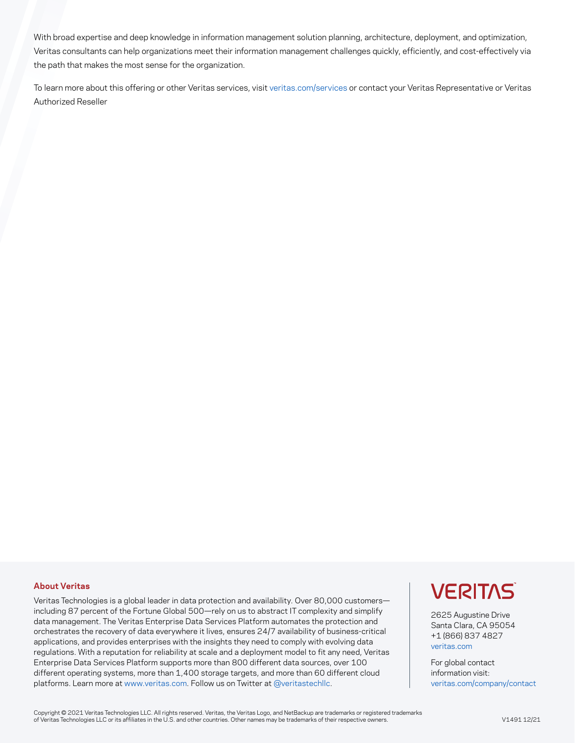With broad expertise and deep knowledge in information management solution planning, architecture, deployment, and optimization, Veritas consultants can help organizations meet their information management challenges quickly, efficiently, and cost-effectively via the path that makes the most sense for the organization.

To learn more about this offering or other Veritas services, visit veritas.com/services or contact your Veritas Representative or Veritas Authorized Reseller

**About Veritas**

Veritas Technologies is a global leader in data protection and availability. Over 80,000 customers—including 87 percent of the Fortune Global 500—rely on us to abstract IT complexity and simplify data management. The Veritas Enterprise Data Services Platform automates the protection and orchestrates the recovery of data everywhere it lives, ensures 24/7 availability of business-critical applications, and provides enterprises with the insights they need to comply with evolving data regulations. With a reputation for reliability at scale and a deployment model to fit any need, Veritas Enterprise Data Services Platform supports more than 800 different data sources, over 100 different operating systems, more than 1,400 storage targets, and more than 60 different cloud platforms. Learn more at www.veritas.com. Follow us on Twitter at @veritastechllc.

VERITAS

2625 Augustine Drive
Santa Clara, CA 95054
+1 (866) 837 4827
veritas.com

For global contact information visit:
veritas.com/company/contact

Copyright © 2021 Veritas Technologies LLC. All rights reserved. Veritas, the Veritas Logo, and NetBackup are trademarks or registered trademarks of Veritas Technologies LLC or its affiliates in the U.S. and other countries. Other names may be trademarks of their respective owners.

V1491 12/21